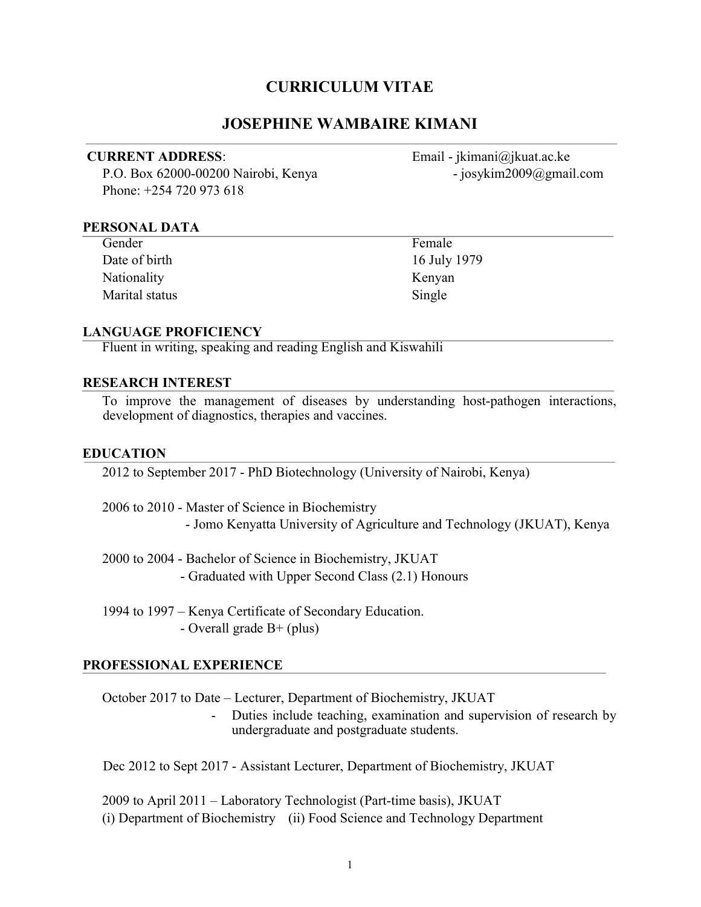# CURRICULUM VITAE

# JOSEPHINE WAMBAIRE KIMANI

**CURRENT ADDRESS**:
P.O. Box 62000-00200 Nairobi, Kenya
Phone: +254 720 973 618

Email - jkimani@jkuat.ac.ke
- josykim2009@gmail.com

## PERSONAL DATA

| | |
|---|---|
| Gender | Female |
| Date of birth | 16 July 1979 |
| Nationality | Kenyan |
| Marital status | Single |

## LANGUAGE PROFICIENCY

Fluent in writing, speaking and reading English and Kiswahili

## RESEARCH INTEREST

To improve the management of diseases by understanding host-pathogen interactions, development of diagnostics, therapies and vaccines.

## EDUCATION

2012 to September 2017 - PhD Biotechnology (University of Nairobi, Kenya)

2006 to 2010 - Master of Science in Biochemistry
- Jomo Kenyatta University of Agriculture and Technology (JKUAT), Kenya

2000 to 2004 - Bachelor of Science in Biochemistry, JKUAT
- Graduated with Upper Second Class (2.1) Honours

1994 to 1997 – Kenya Certificate of Secondary Education.
- Overall grade B+ (plus)

## PROFESSIONAL EXPERIENCE

October 2017 to Date – Lecturer, Department of Biochemistry, JKUAT
- Duties include teaching, examination and supervision of research by undergraduate and postgraduate students.

Dec 2012 to Sept 2017 - Assistant Lecturer, Department of Biochemistry, JKUAT

2009 to April 2011 – Laboratory Technologist (Part-time basis), JKUAT
(i) Department of Biochemistry (ii) Food Science and Technology Department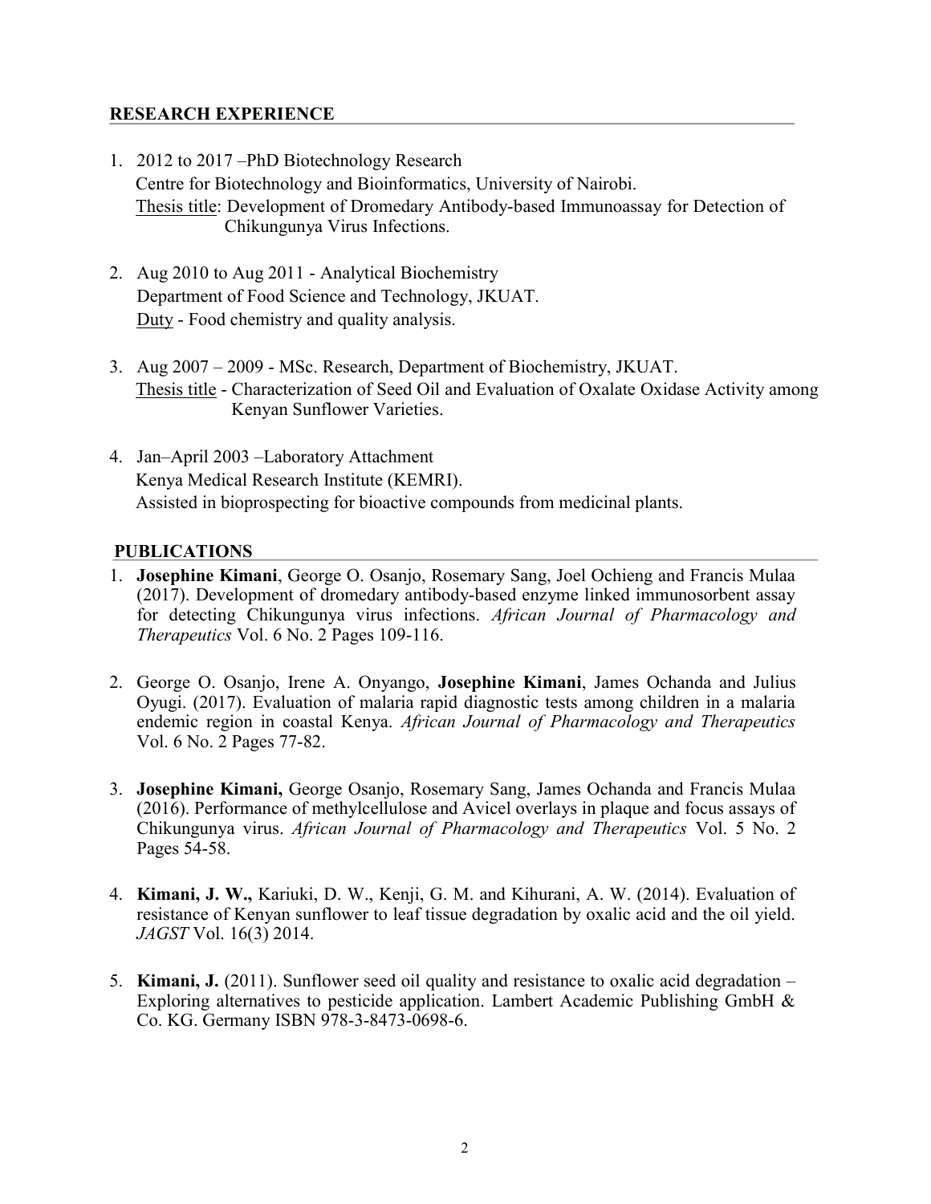## RESEARCH EXPERIENCE

1. 2012 to 2017 –PhD Biotechnology Research
   Centre for Biotechnology and Bioinformatics, University of Nairobi.
   Thesis title: Development of Dromedary Antibody-based Immunoassay for Detection of Chikungunya Virus Infections.

2. Aug 2010 to Aug 2011 - Analytical Biochemistry
   Department of Food Science and Technology, JKUAT.
   Duty - Food chemistry and quality analysis.

3. Aug 2007 – 2009 - MSc. Research, Department of Biochemistry, JKUAT.
   Thesis title - Characterization of Seed Oil and Evaluation of Oxalate Oxidase Activity among Kenyan Sunflower Varieties.

4. Jan–April 2003 –Laboratory Attachment
   Kenya Medical Research Institute (KEMRI).
   Assisted in bioprospecting for bioactive compounds from medicinal plants.

## PUBLICATIONS

1. **Josephine Kimani**, George O. Osanjo, Rosemary Sang, Joel Ochieng and Francis Mulaa (2017). Development of dromedary antibody-based enzyme linked immunosorbent assay for detecting Chikungunya virus infections. *African Journal of Pharmacology and Therapeutics* Vol. 6 No. 2 Pages 109-116.

2. George O. Osanjo, Irene A. Onyango, **Josephine Kimani**, James Ochanda and Julius Oyugi. (2017). Evaluation of malaria rapid diagnostic tests among children in a malaria endemic region in coastal Kenya. *African Journal of Pharmacology and Therapeutics* Vol. 6 No. 2 Pages 77-82.

3. **Josephine Kimani,** George Osanjo, Rosemary Sang, James Ochanda and Francis Mulaa (2016). Performance of methylcellulose and Avicel overlays in plaque and focus assays of Chikungunya virus. *African Journal of Pharmacology and Therapeutics* Vol. 5 No. 2 Pages 54-58.

4. **Kimani, J. W.,** Kariuki, D. W., Kenji, G. M. and Kihurani, A. W. (2014). Evaluation of resistance of Kenyan sunflower to leaf tissue degradation by oxalic acid and the oil yield. *JAGST* Vol. 16(3) 2014.

5. **Kimani, J.** (2011). Sunflower seed oil quality and resistance to oxalic acid degradation – Exploring alternatives to pesticide application. Lambert Academic Publishing GmbH & Co. KG. Germany ISBN 978-3-8473-0698-6.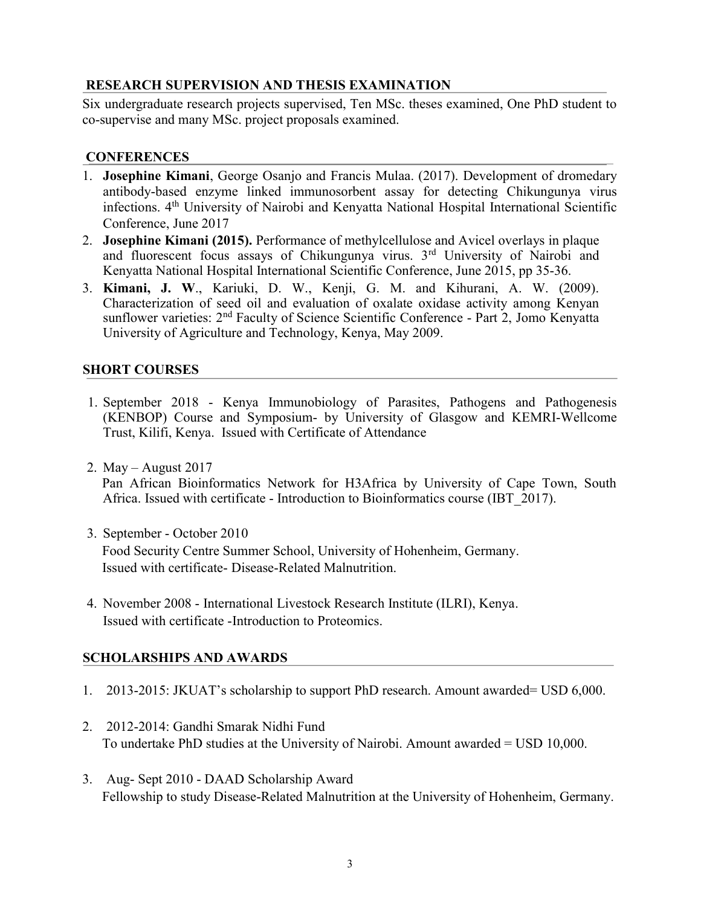## RESEARCH SUPERVISION AND THESIS EXAMINATION

Six undergraduate research projects supervised, Ten MSc. theses examined, One PhD student to co-supervise and many MSc. project proposals examined.

## CONFERENCES

1. **Josephine Kimani**, George Osanjo and Francis Mulaa. (2017). Development of dromedary antibody-based enzyme linked immunosorbent assay for detecting Chikungunya virus infections. 4th University of Nairobi and Kenyatta National Hospital International Scientific Conference, June 2017
2. **Josephine Kimani (2015).** Performance of methylcellulose and Avicel overlays in plaque and fluorescent focus assays of Chikungunya virus. 3rd University of Nairobi and Kenyatta National Hospital International Scientific Conference, June 2015, pp 35-36.
3. **Kimani, J. W**., Kariuki, D. W., Kenji, G. M. and Kihurani, A. W. (2009). Characterization of seed oil and evaluation of oxalate oxidase activity among Kenyan sunflower varieties: 2nd Faculty of Science Scientific Conference - Part 2, Jomo Kenyatta University of Agriculture and Technology, Kenya, May 2009.

## SHORT COURSES

1. September 2018 - Kenya Immunobiology of Parasites, Pathogens and Pathogenesis (KENBOP) Course and Symposium- by University of Glasgow and KEMRI-Wellcome Trust, Kilifi, Kenya. Issued with Certificate of Attendance

2. May – August 2017
   Pan African Bioinformatics Network for H3Africa by University of Cape Town, South Africa. Issued with certificate - Introduction to Bioinformatics course (IBT_2017).

3. September - October 2010
   Food Security Centre Summer School, University of Hohenheim, Germany.
   Issued with certificate- Disease-Related Malnutrition.

4. November 2008 - International Livestock Research Institute (ILRI), Kenya.
   Issued with certificate -Introduction to Proteomics.

## SCHOLARSHIPS AND AWARDS

1. 2013-2015: JKUAT's scholarship to support PhD research. Amount awarded= USD 6,000.

2. 2012-2014: Gandhi Smarak Nidhi Fund
   To undertake PhD studies at the University of Nairobi. Amount awarded = USD 10,000.

3. Aug- Sept 2010 - DAAD Scholarship Award
   Fellowship to study Disease-Related Malnutrition at the University of Hohenheim, Germany.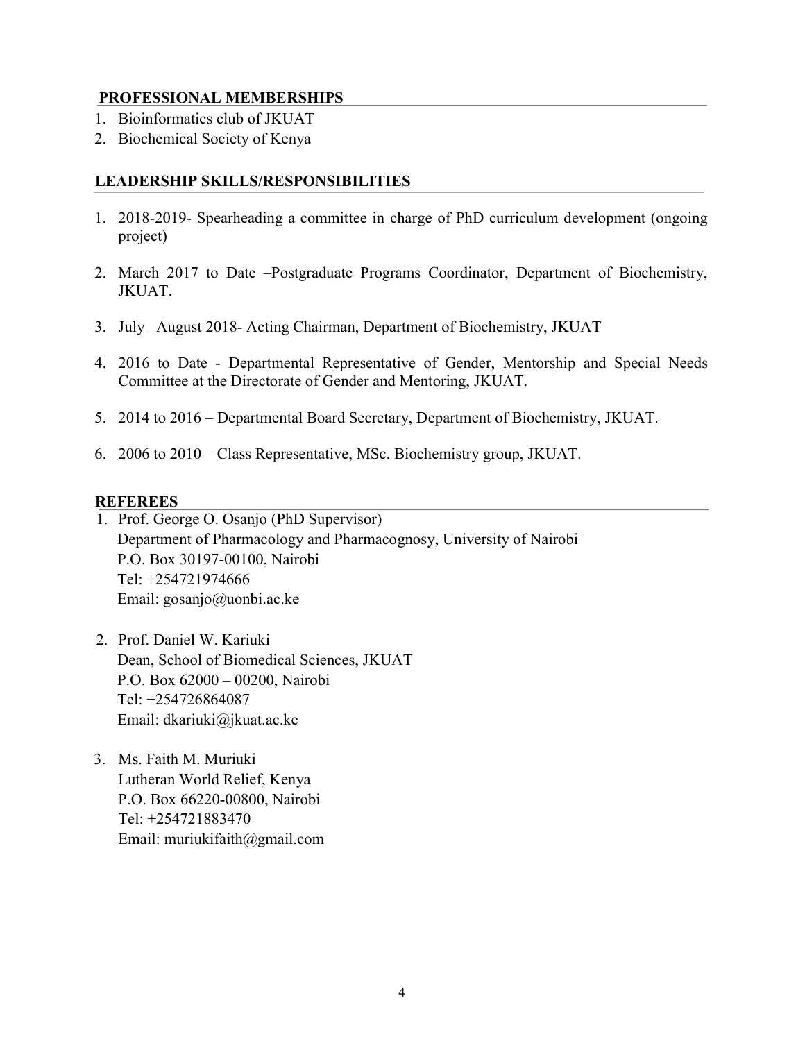## PROFESSIONAL MEMBERSHIPS

1. Bioinformatics club of JKUAT
2. Biochemical Society of Kenya

## LEADERSHIP SKILLS/RESPONSIBILITIES

1. 2018-2019- Spearheading a committee in charge of PhD curriculum development (ongoing project)

2. March 2017 to Date –Postgraduate Programs Coordinator, Department of Biochemistry, JKUAT.

3. July –August 2018- Acting Chairman, Department of Biochemistry, JKUAT

4. 2016 to Date - Departmental Representative of Gender, Mentorship and Special Needs Committee at the Directorate of Gender and Mentoring, JKUAT.

5. 2014 to 2016 – Departmental Board Secretary, Department of Biochemistry, JKUAT.

6. 2006 to 2010 – Class Representative, MSc. Biochemistry group, JKUAT.

## REFEREES

1. Prof. George O. Osanjo (PhD Supervisor)
   Department of Pharmacology and Pharmacognosy, University of Nairobi
   P.O. Box 30197-00100, Nairobi
   Tel: +254721974666
   Email: gosanjo@uonbi.ac.ke

2. Prof. Daniel W. Kariuki
   Dean, School of Biomedical Sciences, JKUAT
   P.O. Box 62000 – 00200, Nairobi
   Tel: +254726864087
   Email: dkariuki@jkuat.ac.ke

3. Ms. Faith M. Muriuki
   Lutheran World Relief, Kenya
   P.O. Box 66220-00800, Nairobi
   Tel: +254721883470
   Email: muriukifaith@gmail.com